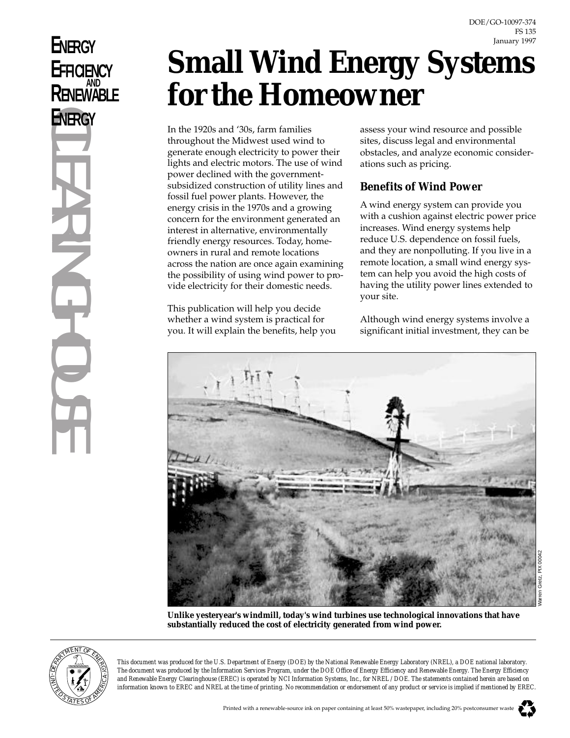DOE/GO-10097-374
FS 135
January 1997

ENERGY EFFICIENCY AND RENEWABLE ENERGY CLEARINGHOUSE

# Small Wind Energy Systems for the Homeowner

In the 1920s and '30s, farm families throughout the Midwest used wind to generate enough electricity to power their lights and electric motors. The use of wind power declined with the government-subsidized construction of utility lines and fossil fuel power plants. However, the energy crisis in the 1970s and a growing concern for the environment generated an interest in alternative, environmentally friendly energy resources. Today, homeowners in rural and remote locations across the nation are once again examining the possibility of using wind power to provide electricity for their domestic needs.

This publication will help you decide whether a wind system is practical for you. It will explain the benefits, help you assess your wind resource and possible sites, discuss legal and environmental obstacles, and analyze economic considerations such as pricing.

## Benefits of Wind Power

A wind energy system can provide you with a cushion against electric power price increases. Wind energy systems help reduce U.S. dependence on fossil fuels, and they are nonpolluting. If you live in a remote location, a small wind energy system can help you avoid the high costs of having the utility power lines extended to your site.

Although wind energy systems involve a significant initial investment, they can be

Warren Gretz, PIX 00042

**Unlike yesteryear's windmill, today's wind turbines use technological innovations that have substantially reduced the cost of electricity generated from wind power.**

*This document was produced for the U.S. Department of Energy (DOE) by the National Renewable Energy Laboratory (NREL), a DOE national laboratory. The document was produced by the Information Services Program, under the DOE Office of Energy Efficiency and Renewable Energy. The Energy Efficiency and Renewable Energy Clearinghouse (EREC) is operated by NCI Information Systems, Inc., for NREL / DOE. The statements contained herein are based on information known to EREC and NREL at the time of printing. No recommendation or endorsement of any product or service is implied if mentioned by EREC.*

Printed with a renewable-source ink on paper containing at least 50% wastepaper, including 20% postconsumer waste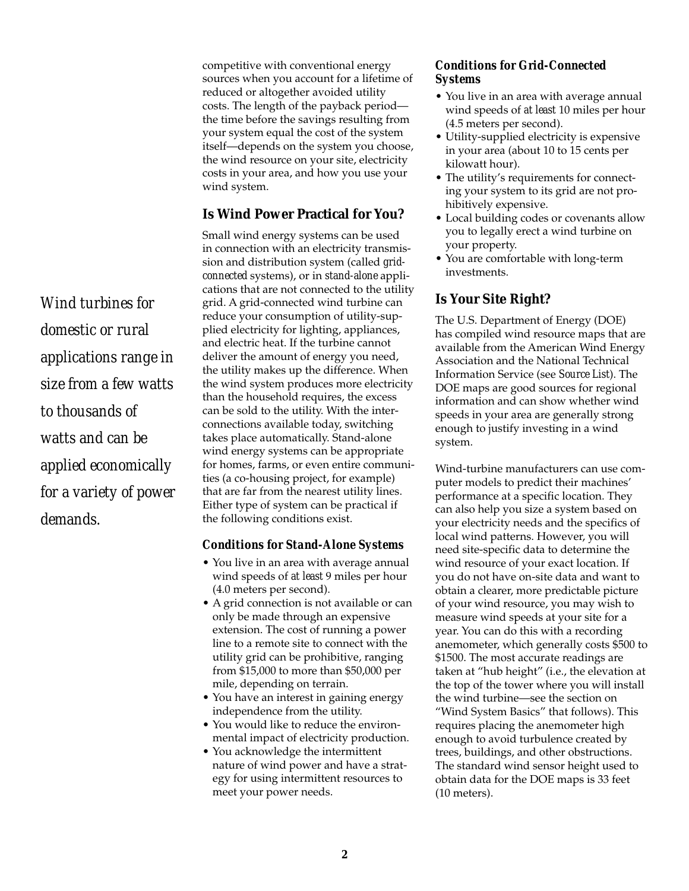competitive with conventional energy sources when you account for a lifetime of reduced or altogether avoided utility costs. The length of the payback period—the time before the savings resulting from your system equal the cost of the system itself—depends on the system you choose, the wind resource on your site, electricity costs in your area, and how you use your wind system.

*Wind turbines for domestic or rural applications range in size from a few watts to thousands of watts and can be applied economically for a variety of power demands.*

## Is Wind Power Practical for You?

Small wind energy systems can be used in connection with an electricity transmission and distribution system (called *grid-connected* systems), or in *stand-alone* applications that are not connected to the utility grid. A grid-connected wind turbine can reduce your consumption of utility-supplied electricity for lighting, appliances, and electric heat. If the turbine cannot deliver the amount of energy you need, the utility makes up the difference. When the wind system produces more electricity than the household requires, the excess can be sold to the utility. With the interconnections available today, switching takes place automatically. Stand-alone wind energy systems can be appropriate for homes, farms, or even entire communities (a co-housing project, for example) that are far from the nearest utility lines. Either type of system can be practical if the following conditions exist.

### Conditions for Stand-Alone Systems

- You live in an area with average annual wind speeds of *at least* 9 miles per hour (4.0 meters per second).
- A grid connection is not available or can only be made through an expensive extension. The cost of running a power line to a remote site to connect with the utility grid can be prohibitive, ranging from $15,000 to more than $50,000 per mile, depending on terrain.
- You have an interest in gaining energy independence from the utility.
- You would like to reduce the environmental impact of electricity production.
- You acknowledge the intermittent nature of wind power and have a strategy for using intermittent resources to meet your power needs.

### Conditions for Grid-Connected Systems

- You live in an area with average annual wind speeds of *at least* 10 miles per hour (4.5 meters per second).
- Utility-supplied electricity is expensive in your area (about 10 to 15 cents per kilowatt hour).
- The utility's requirements for connecting your system to its grid are not prohibitively expensive.
- Local building codes or covenants allow you to legally erect a wind turbine on your property.
- You are comfortable with long-term investments.

## Is Your Site Right?

The U.S. Department of Energy (DOE) has compiled wind resource maps that are available from the American Wind Energy Association and the National Technical Information Service (see *Source List*). The DOE maps are good sources for regional information and can show whether wind speeds in your area are generally strong enough to justify investing in a wind system.

Wind-turbine manufacturers can use computer models to predict their machines' performance at a specific location. They can also help you size a system based on your electricity needs and the specifics of local wind patterns. However, you will need site-specific data to determine the wind resource of your exact location. If you do not have on-site data and want to obtain a clearer, more predictable picture of your wind resource, you may wish to measure wind speeds at your site for a year. You can do this with a recording anemometer, which generally costs $500 to $1500. The most accurate readings are taken at "hub height" (i.e., the elevation at the top of the tower where you will install the wind turbine—see the section on "Wind System Basics" that follows). This requires placing the anemometer high enough to avoid turbulence created by trees, buildings, and other obstructions. The standard wind sensor height used to obtain data for the DOE maps is 33 feet (10 meters).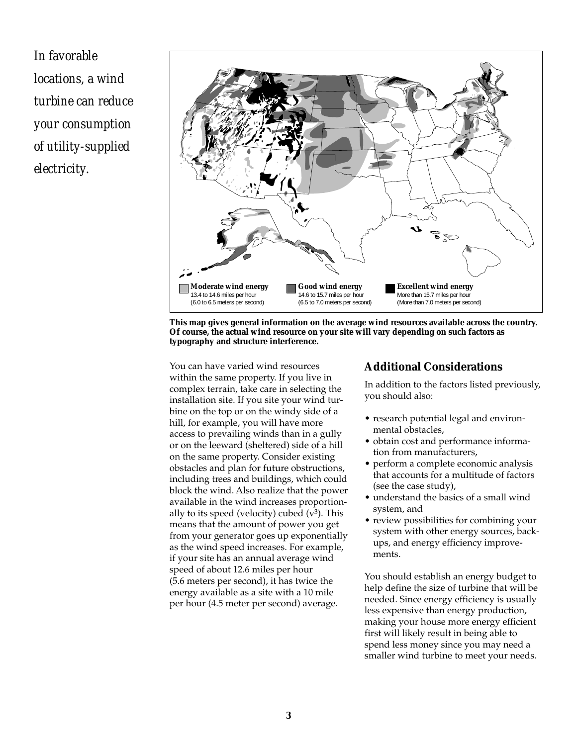*In favorable locations, a wind turbine can reduce your consumption of utility-supplied electricity.*

**Moderate wind energy**
13.4 to 14.6 miles per hour
(6.0 to 6.5 meters per second)

**Good wind energy**
14.6 to 15.7 miles per hour
(6.5 to 7.0 meters per second)

**Excellent wind energy**
More than 15.7 miles per hour
(More than 7.0 meters per second)

**This map gives general information on the average wind resources available across the country. Of course, the actual wind resource on your site will vary depending on such factors as typography and structure interference.**

You can have varied wind resources within the same property. If you live in complex terrain, take care in selecting the installation site. If you site your wind turbine on the top or on the windy side of a hill, for example, you will have more access to prevailing winds than in a gully or on the leeward (sheltered) side of a hill on the same property. Consider existing obstacles and plan for future obstructions, including trees and buildings, which could block the wind. Also realize that the power available in the wind increases proportionally to its speed (velocity) cubed ($v^3$). This means that the amount of power you get from your generator goes up exponentially as the wind speed increases. For example, if your site has an annual average wind speed of about 12.6 miles per hour (5.6 meters per second), it has twice the energy available as a site with a 10 mile per hour (4.5 meter per second) average.

## Additional Considerations

In addition to the factors listed previously, you should also:

- research potential legal and environmental obstacles,
- obtain cost and performance information from manufacturers,
- perform a complete economic analysis that accounts for a multitude of factors (see the case study),
- understand the basics of a small wind system, and
- review possibilities for combining your system with other energy sources, backups, and energy efficiency improvements.

You should establish an energy budget to help define the size of turbine that will be needed. Since energy efficiency is usually less expensive than energy production, making your house more energy efficient first will likely result in being able to spend less money since you may need a smaller wind turbine to meet your needs.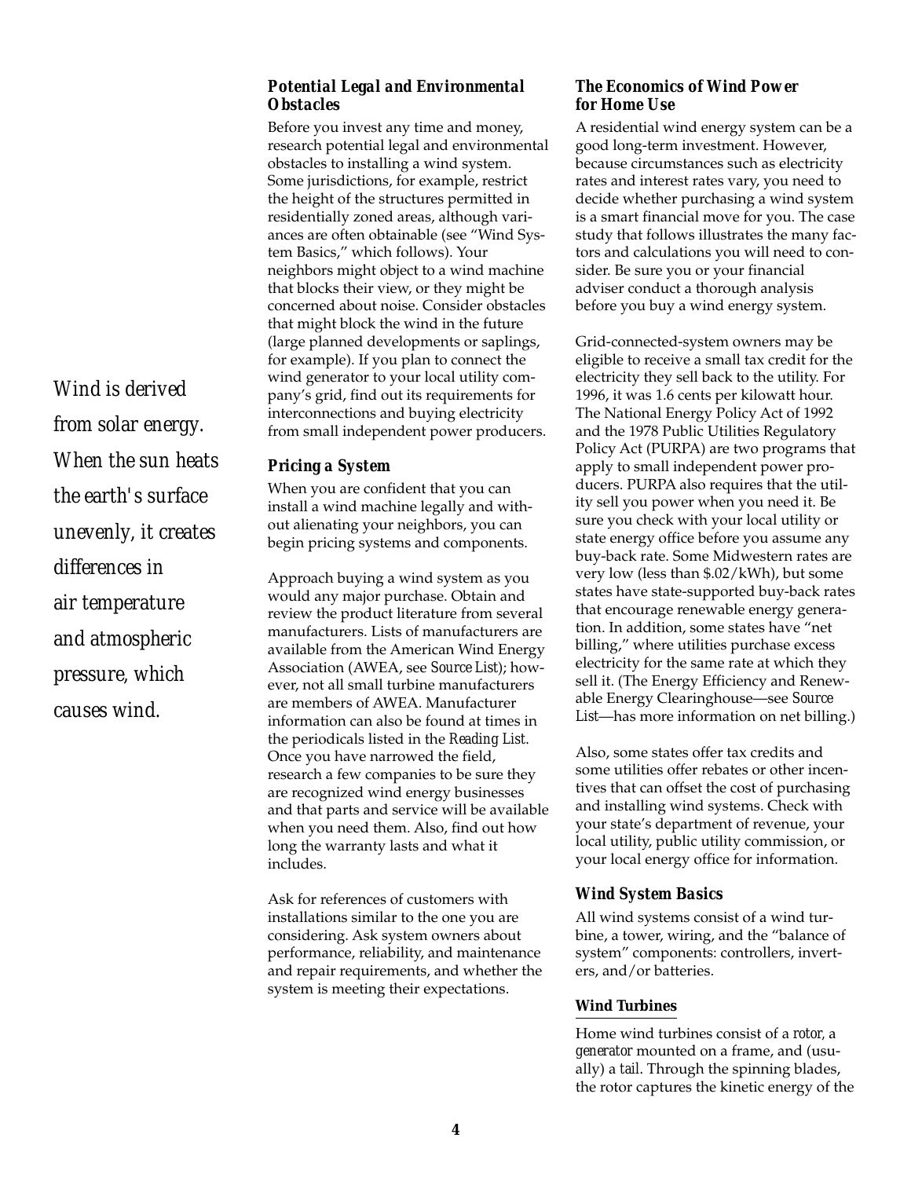*Wind is derived from solar energy. When the sun heats the earth's surface unevenly, it creates differences in air temperature and atmospheric pressure, which causes wind.*

### Potential Legal and Environmental Obstacles

Before you invest any time and money, research potential legal and environmental obstacles to installing a wind system. Some jurisdictions, for example, restrict the height of the structures permitted in residentially zoned areas, although variances are often obtainable (see "Wind System Basics," which follows). Your neighbors might object to a wind machine that blocks their view, or they might be concerned about noise. Consider obstacles that might block the wind in the future (large planned developments or saplings, for example). If you plan to connect the wind generator to your local utility company's grid, find out its requirements for interconnections and buying electricity from small independent power producers.

### Pricing a System

When you are confident that you can install a wind machine legally and without alienating your neighbors, you can begin pricing systems and components.

Approach buying a wind system as you would any major purchase. Obtain and review the product literature from several manufacturers. Lists of manufacturers are available from the American Wind Energy Association (AWEA, see *Source List*); however, not all small turbine manufacturers are members of AWEA. Manufacturer information can also be found at times in the periodicals listed in the *Reading List*. Once you have narrowed the field, research a few companies to be sure they are recognized wind energy businesses and that parts and service will be available when you need them. Also, find out how long the warranty lasts and what it includes.

Ask for references of customers with installations similar to the one you are considering. Ask system owners about performance, reliability, and maintenance and repair requirements, and whether the system is meeting their expectations.

### The Economics of Wind Power for Home Use

A residential wind energy system can be a good long-term investment. However, because circumstances such as electricity rates and interest rates vary, you need to decide whether purchasing a wind system is a smart financial move for you. The case study that follows illustrates the many factors and calculations you will need to consider. Be sure you or your financial adviser conduct a thorough analysis before you buy a wind energy system.

Grid-connected-system owners may be eligible to receive a small tax credit for the electricity they sell back to the utility. For 1996, it was 1.6 cents per kilowatt hour. The National Energy Policy Act of 1992 and the 1978 Public Utilities Regulatory Policy Act (PURPA) are two programs that apply to small independent power producers. PURPA also requires that the utility sell you power when you need it. Be sure you check with your local utility or state energy office before you assume any buy-back rate. Some Midwestern rates are very low (less than $.02/kWh), but some states have state-supported buy-back rates that encourage renewable energy generation. In addition, some states have "net billing," where utilities purchase excess electricity for the same rate at which they sell it. (The Energy Efficiency and Renewable Energy Clearinghouse—see *Source List*—has more information on net billing.)

Also, some states offer tax credits and some utilities offer rebates or other incentives that can offset the cost of purchasing and installing wind systems. Check with your state's department of revenue, your local utility, public utility commission, or your local energy office for information.

### Wind System Basics

All wind systems consist of a wind turbine, a tower, wiring, and the "balance of system" components: controllers, inverters, and/or batteries.

#### Wind Turbines

Home wind turbines consist of a *rotor*, a *generator* mounted on a frame, and (usually) a *tail*. Through the spinning blades, the rotor captures the kinetic energy of the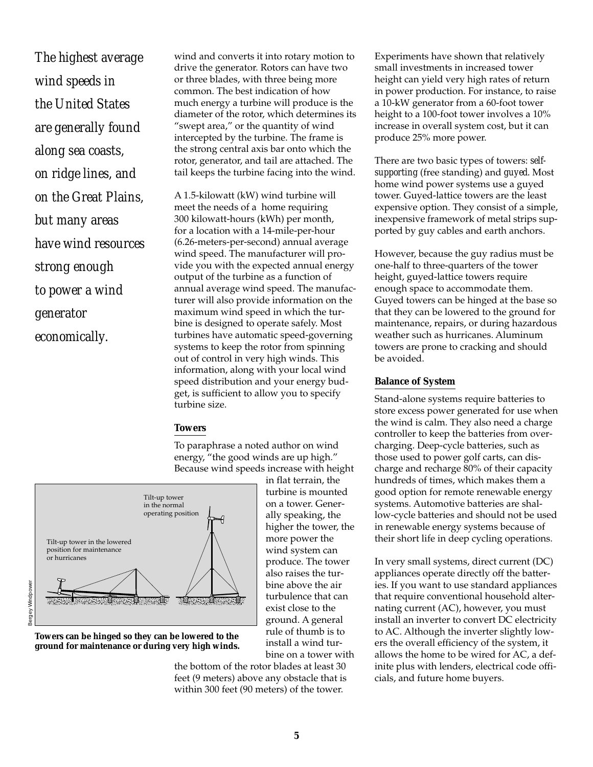*The highest average wind speeds in the United States are generally found along sea coasts, on ridge lines, and on the Great Plains, but many areas have wind resources strong enough to power a wind generator economically.*

wind and converts it into rotary motion to drive the generator. Rotors can have two or three blades, with three being more common. The best indication of how much energy a turbine will produce is the diameter of the rotor, which determines its "swept area," or the quantity of wind intercepted by the turbine. The frame is the strong central axis bar onto which the rotor, generator, and tail are attached. The tail keeps the turbine facing into the wind.

A 1.5-kilowatt (kW) wind turbine will meet the needs of a home requiring 300 kilowatt-hours (kWh) per month, for a location with a 14-mile-per-hour (6.26-meters-per-second) annual average wind speed. The manufacturer will provide you with the expected annual energy output of the turbine as a function of annual average wind speed. The manufacturer will also provide information on the maximum wind speed in which the turbine is designed to operate safely. Most turbines have automatic speed-governing systems to keep the rotor from spinning out of control in very high winds. This information, along with your local wind speed distribution and your energy budget, is sufficient to allow you to specify turbine size.

### Towers

To paraphrase a noted author on wind energy, "the good winds are up high." Because wind speeds increase with height in flat terrain, the turbine is mounted on a tower. Generally speaking, the higher the tower, the more power the wind system can produce. The tower also raises the turbine above the air turbulence that can exist close to the ground. A general rule of thumb is to install a wind turbine on a tower with the bottom of the rotor blades at least 30 feet (9 meters) above any obstacle that is within 300 feet (90 meters) of the tower.

Tilt-up tower in the normal operating position

Tilt-up tower in the lowered position for maintenance or hurricanes

Bergey Windpower

**Towers can be hinged so they can be lowered to the ground for maintenance or during very high winds.**

Experiments have shown that relatively small investments in increased tower height can yield very high rates of return in power production. For instance, to raise a 10-kW generator from a 60-foot tower height to a 100-foot tower involves a 10% increase in overall system cost, but it can produce 25% more power.

There are two basic types of towers: *self-supporting* (free standing) and *guyed*. Most home wind power systems use a guyed tower. Guyed-lattice towers are the least expensive option. They consist of a simple, inexpensive framework of metal strips supported by guy cables and earth anchors.

However, because the guy radius must be one-half to three-quarters of the tower height, guyed-lattice towers require enough space to accommodate them. Guyed towers can be hinged at the base so that they can be lowered to the ground for maintenance, repairs, or during hazardous weather such as hurricanes. Aluminum towers are prone to cracking and should be avoided.

### Balance of System

Stand-alone systems require batteries to store excess power generated for use when the wind is calm. They also need a charge controller to keep the batteries from overcharging. Deep-cycle batteries, such as those used to power golf carts, can discharge and recharge 80% of their capacity hundreds of times, which makes them a good option for remote renewable energy systems. Automotive batteries are shallow-cycle batteries and should not be used in renewable energy systems because of their short life in deep cycling operations.

In very small systems, direct current (DC) appliances operate directly off the batteries. If you want to use standard appliances that require conventional household alternating current (AC), however, you must install an inverter to convert DC electricity to AC. Although the inverter slightly lowers the overall efficiency of the system, it allows the home to be wired for AC, a definite plus with lenders, electrical code officials, and future home buyers.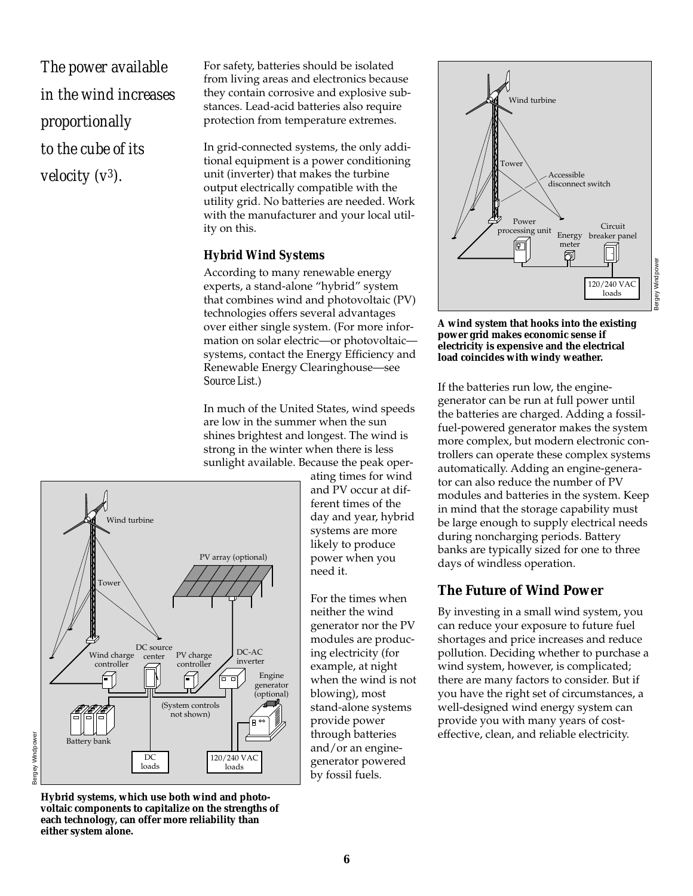*The power available in the wind increases proportionally to the cube of its velocity ($v^3$).*

For safety, batteries should be isolated from living areas and electronics because they contain corrosive and explosive substances. Lead-acid batteries also require protection from temperature extremes.

In grid-connected systems, the only additional equipment is a power conditioning unit (inverter) that makes the turbine output electrically compatible with the utility grid. No batteries are needed. Work with the manufacturer and your local utility on this.

### Hybrid Wind Systems

According to many renewable energy experts, a stand-alone "hybrid" system that combines wind and photovoltaic (PV) technologies offers several advantages over either single system. (For more information on solar electric—or photovoltaic—systems, contact the Energy Efficiency and Renewable Energy Clearinghouse—see *Source List*.)

In much of the United States, wind speeds are low in the summer when the sun shines brightest and longest. The wind is strong in the winter when there is less sunlight available. Because the peak operating times for wind and PV occur at different times of the day and year, hybrid systems are more likely to produce power when you need it.

For the times when neither the wind generator nor the PV modules are producing electricity (for example, at night when the wind is not blowing), most stand-alone systems provide power through batteries and/or an engine-generator powered by fossil fuels.

Wind turbine
PV array (optional)
Tower
Wind charge controller
DC source center
PV charge controller
DC-AC inverter
Engine generator (optional)
(System controls not shown)
Battery bank
DC loads
120/240 VAC loads
Bergey Windpower

**Hybrid systems, which use both wind and photovoltaic components to capitalize on the strengths of each technology, can offer more reliability than either system alone.**

Wind turbine
Tower
Accessible disconnect switch
Power processing unit
Energy meter
Circuit breaker panel
120/240 VAC loads
Bergey Windpower

**A wind system that hooks into the existing power grid makes economic sense if electricity is expensive and the electrical load coincides with windy weather.**

If the batteries run low, the engine-generator can be run at full power until the batteries are charged. Adding a fossil-fuel-powered generator makes the system more complex, but modern electronic controllers can operate these complex systems automatically. Adding an engine-generator can also reduce the number of PV modules and batteries in the system. Keep in mind that the storage capability must be large enough to supply electrical needs during noncharging periods. Battery banks are typically sized for one to three days of windless operation.

## The Future of Wind Power

By investing in a small wind system, you can reduce your exposure to future fuel shortages and price increases and reduce pollution. Deciding whether to purchase a wind system, however, is complicated; there are many factors to consider. But if you have the right set of circumstances, a well-designed wind energy system can provide you with many years of cost-effective, clean, and reliable electricity.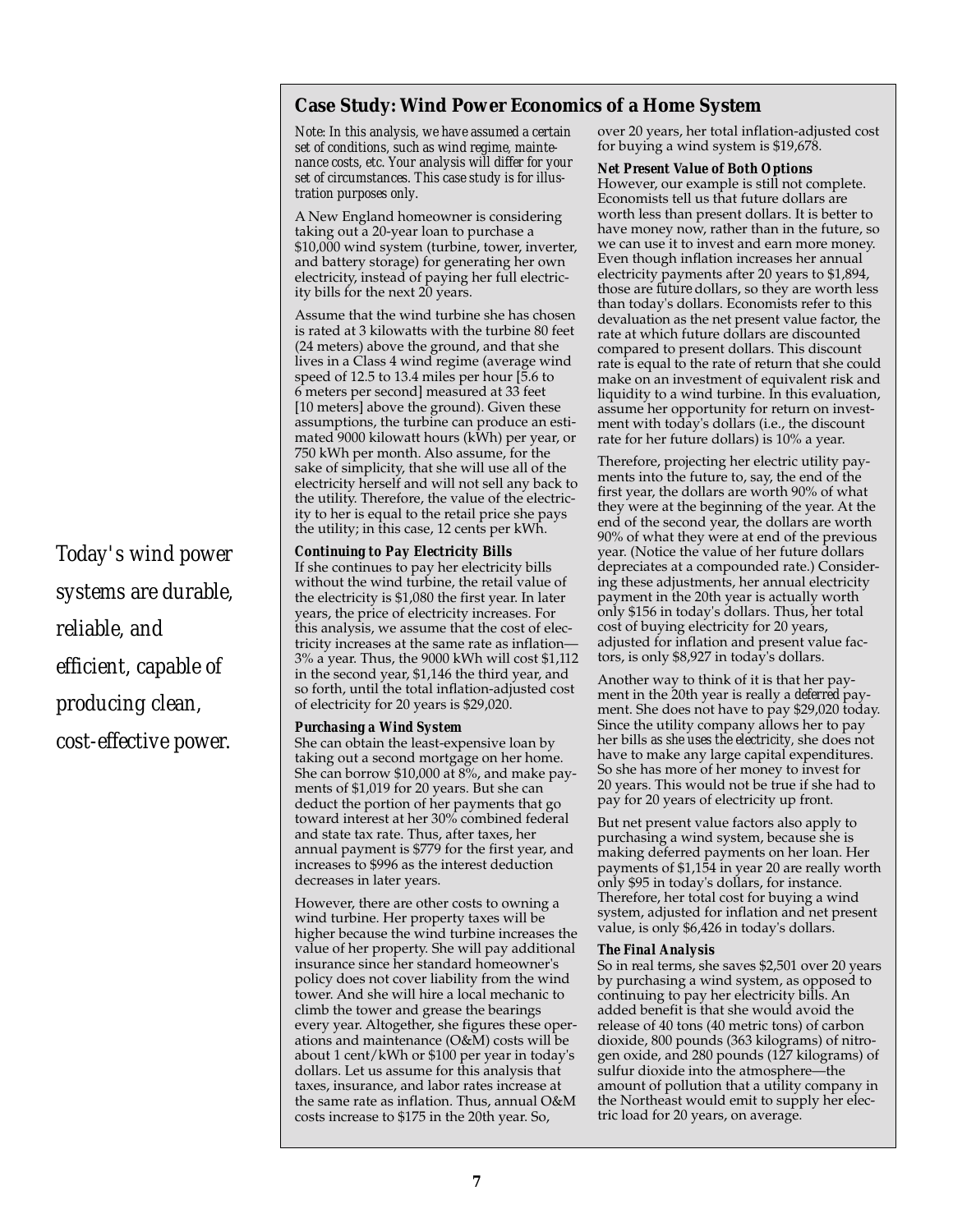*Today's wind power systems are durable, reliable, and efficient, capable of producing clean, cost-effective power.*

## Case Study: Wind Power Economics of a Home System

*Note: In this analysis, we have assumed a certain set of conditions, such as wind regime, maintenance costs, etc. Your analysis will differ for your set of circumstances. This case study is for illustration purposes only.*

A New England homeowner is considering taking out a 20-year loan to purchase a $10,000 wind system (turbine, tower, inverter, and battery storage) for generating her own electricity, instead of paying her full electricity bills for the next 20 years.

Assume that the wind turbine she has chosen is rated at 3 kilowatts with the turbine 80 feet (24 meters) above the ground, and that she lives in a Class 4 wind regime (average wind speed of 12.5 to 13.4 miles per hour [5.6 to 6 meters per second] measured at 33 feet [10 meters] above the ground). Given these assumptions, the turbine can produce an estimated 9000 kilowatt hours (kWh) per year, or 750 kWh per month. Also assume, for the sake of simplicity, that she will use all of the electricity herself and will not sell any back to the utility. Therefore, the value of the electricity to her is equal to the retail price she pays the utility; in this case, 12 cents per kWh.

**Continuing to Pay Electricity Bills**

If she continues to pay her electricity bills without the wind turbine, the retail value of the electricity is $1,080 the first year. In later years, the price of electricity increases. For this analysis, we assume that the cost of electricity increases at the same rate as inflation—3% a year. Thus, the 9000 kWh will cost $1,112 in the second year, $1,146 the third year, and so forth, until the total inflation-adjusted cost of electricity for 20 years is $29,020.

**Purchasing a Wind System**

She can obtain the least-expensive loan by taking out a second mortgage on her home. She can borrow $10,000 at 8%, and make payments of $1,019 for 20 years. But she can deduct the portion of her payments that go toward interest at her 30% combined federal and state tax rate. Thus, after taxes, her annual payment is $779 for the first year, and increases to $996 as the interest deduction decreases in later years.

However, there are other costs to owning a wind turbine. Her property taxes will be higher because the wind turbine increases the value of her property. She will pay additional insurance since her standard homeowner's policy does not cover liability from the wind tower. And she will hire a local mechanic to climb the tower and grease the bearings every year. Altogether, she figures these operations and maintenance (O&M) costs will be about 1 cent/kWh or $100 per year in today's dollars. Let us assume for this analysis that taxes, insurance, and labor rates increase at the same rate as inflation. Thus, annual O&M costs increase to $175 in the 20th year. So, over 20 years, her total inflation-adjusted cost for buying a wind system is $19,678.

**Net Present Value of Both Options**

However, our example is still not complete. Economists tell us that future dollars are worth less than present dollars. It is better to have money now, rather than in the future, so we can use it to invest and earn more money. Even though inflation increases her annual electricity payments after 20 years to $1,894, those are *future* dollars, so they are worth less than today's dollars. Economists refer to this devaluation as the net present value factor, the rate at which future dollars are discounted compared to present dollars. This discount rate is equal to the rate of return that she could make on an investment of equivalent risk and liquidity to a wind turbine. In this evaluation, assume her opportunity for return on investment with today's dollars (i.e., the discount rate for her future dollars) is 10% a year.

Therefore, projecting her electric utility payments into the future to, say, the end of the first year, the dollars are worth 90% of what they were at the beginning of the year. At the end of the second year, the dollars are worth 90% of what they were at end of the previous year. (Notice the value of her future dollars depreciates at a compounded rate.) Considering these adjustments, her annual electricity payment in the 20th year is actually worth only $156 in today's dollars. Thus, her total cost of buying electricity for 20 years, adjusted for inflation and present value factors, is only $8,927 in today's dollars.

Another way to think of it is that her payment in the 20th year is really a *deferred* payment. She does not have to pay $29,020 today. Since the utility company allows her to pay her bills *as she uses the electricity*, she does not have to make any large capital expenditures. So she has more of her money to invest for 20 years. This would not be true if she had to pay for 20 years of electricity up front.

But net present value factors also apply to purchasing a wind system, because she is making deferred payments on her loan. Her payments of $1,154 in year 20 are really worth only $95 in today's dollars, for instance. Therefore, her total cost for buying a wind system, adjusted for inflation and net present value, is only $6,426 in today's dollars.

**The Final Analysis**

So in real terms, she saves $2,501 over 20 years by purchasing a wind system, as opposed to continuing to pay her electricity bills. An added benefit is that she would avoid the release of 40 tons (40 metric tons) of carbon dioxide, 800 pounds (363 kilograms) of nitrogen oxide, and 280 pounds (127 kilograms) of sulfur dioxide into the atmosphere—the amount of pollution that a utility company in the Northeast would emit to supply her electric load for 20 years, on average.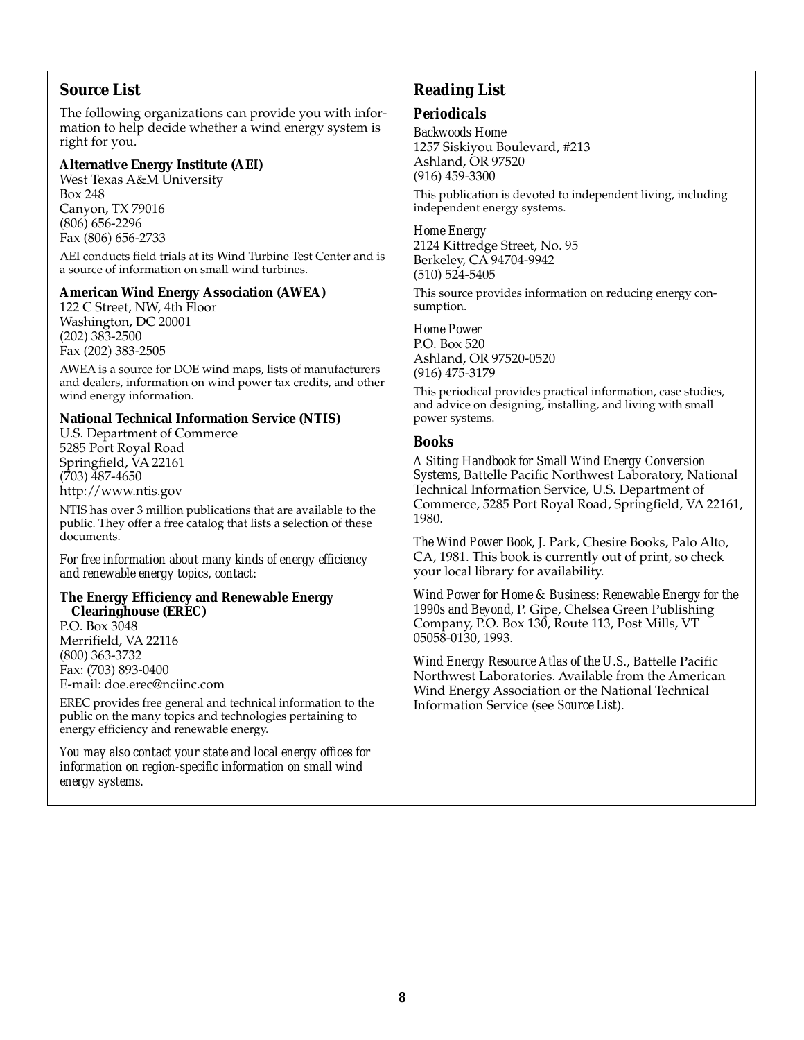## Source List

The following organizations can provide you with information to help decide whether a wind energy system is right for you.

**Alternative Energy Institute (AEI)**
West Texas A&M University
Box 248
Canyon, TX 79016
(806) 656-2296
Fax (806) 656-2733

AEI conducts field trials at its Wind Turbine Test Center and is a source of information on small wind turbines.

**American Wind Energy Association (AWEA)**
122 C Street, NW, 4th Floor
Washington, DC 20001
(202) 383-2500
Fax (202) 383-2505

AWEA is a source for DOE wind maps, lists of manufacturers and dealers, information on wind power tax credits, and other wind energy information.

**National Technical Information Service (NTIS)**
U.S. Department of Commerce
5285 Port Royal Road
Springfield, VA 22161
(703) 487-4650
http://www.ntis.gov

NTIS has over 3 million publications that are available to the public. They offer a free catalog that lists a selection of these documents.

*For free information about many kinds of energy efficiency and renewable energy topics, contact:*

**The Energy Efficiency and Renewable Energy Clearinghouse (EREC)**
P.O. Box 3048
Merrifield, VA 22116
(800) 363-3732
Fax: (703) 893-0400
E-mail: doe.erec@nciinc.com

EREC provides free general and technical information to the public on the many topics and technologies pertaining to energy efficiency and renewable energy.

*You may also contact your state and local energy offices for information on region-specific information on small wind energy systems.*

## Reading List

### Periodicals

*Backwoods Home*
1257 Siskiyou Boulevard, #213
Ashland, OR 97520
(916) 459-3300

This publication is devoted to independent living, including independent energy systems.

*Home Energy*
2124 Kittredge Street, No. 95
Berkeley, CA 94704-9942
(510) 524-5405

This source provides information on reducing energy consumption.

*Home Power*
P.O. Box 520
Ashland, OR 97520-0520
(916) 475-3179

This periodical provides practical information, case studies, and advice on designing, installing, and living with small power systems.

### Books

*A Siting Handbook for Small Wind Energy Conversion Systems*, Battelle Pacific Northwest Laboratory, National Technical Information Service, U.S. Department of Commerce, 5285 Port Royal Road, Springfield, VA 22161, 1980.

*The Wind Power Book*, J. Park, Chesire Books, Palo Alto, CA, 1981. This book is currently out of print, so check your local library for availability.

*Wind Power for Home & Business: Renewable Energy for the 1990s and Beyond*, P. Gipe, Chelsea Green Publishing Company, P.O. Box 130, Route 113, Post Mills, VT 05058-0130, 1993.

*Wind Energy Resource Atlas of the U.S.*, Battelle Pacific Northwest Laboratories. Available from the American Wind Energy Association or the National Technical Information Service (see *Source List*).